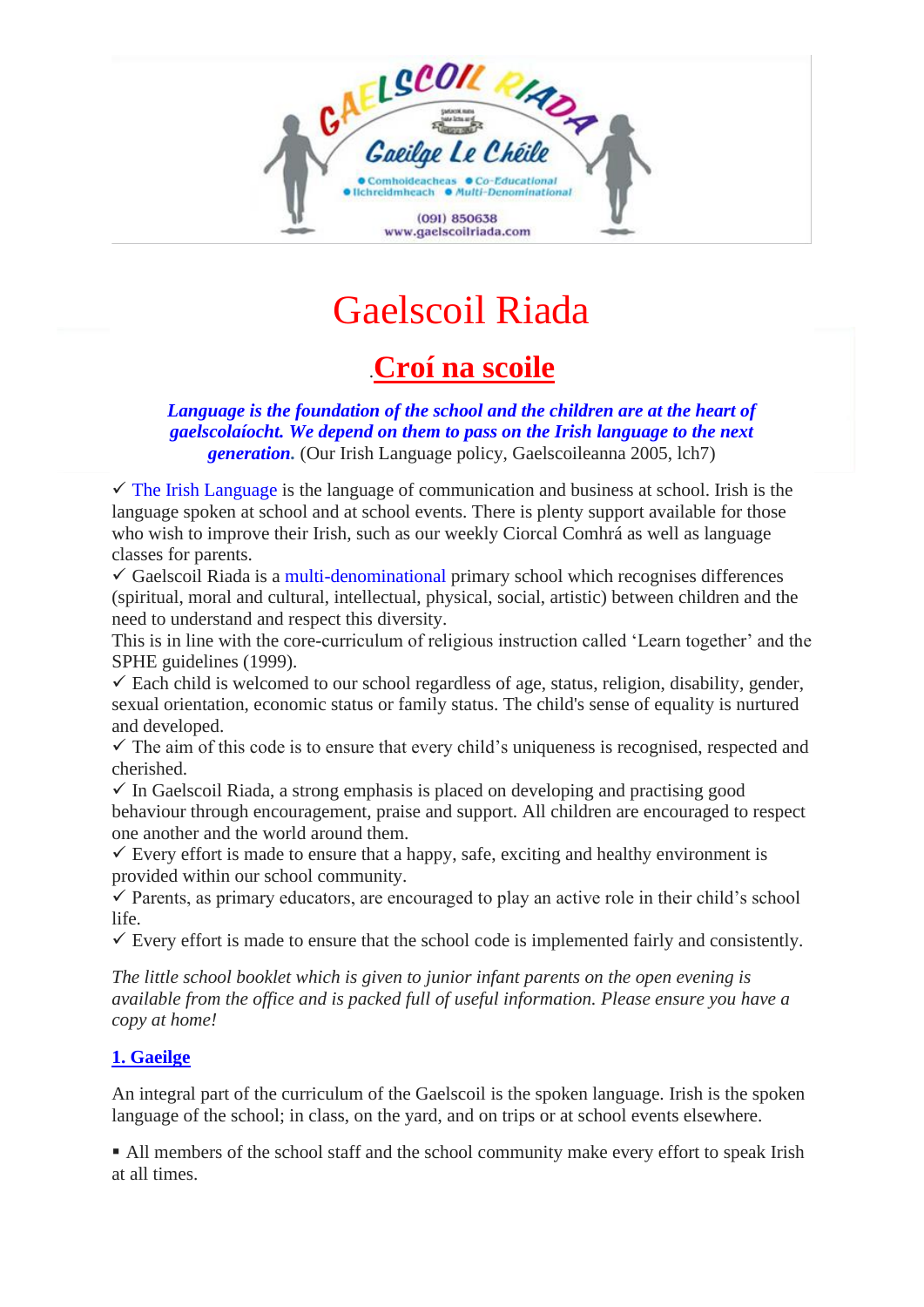# Gaelscoil Riada

## .Croí na scoile

***Language is the foundation of the school and the children are at the heart of gaelscolaíocht. We depend on them to pass on the Irish language to the next generation.*** (Our Irish Language policy, Gaelscoileanna 2005, lch7)

✓ The Irish Language is the language of communication and business at school. Irish is the language spoken at school and at school events. There is plenty support available for those who wish to improve their Irish, such as our weekly Ciorcal Comhrá as well as language classes for parents.

✓ Gaelscoil Riada is a multi-denominational primary school which recognises differences (spiritual, moral and cultural, intellectual, physical, social, artistic) between children and the need to understand and respect this diversity.

This is in line with the core-curriculum of religious instruction called 'Learn together' and the SPHE guidelines (1999).

✓ Each child is welcomed to our school regardless of age, status, religion, disability, gender, sexual orientation, economic status or family status. The child's sense of equality is nurtured and developed.

✓ The aim of this code is to ensure that every child's uniqueness is recognised, respected and cherished.

✓ In Gaelscoil Riada, a strong emphasis is placed on developing and practising good behaviour through encouragement, praise and support. All children are encouraged to respect one another and the world around them.

✓ Every effort is made to ensure that a happy, safe, exciting and healthy environment is provided within our school community.

✓ Parents, as primary educators, are encouraged to play an active role in their child's school life.

✓ Every effort is made to ensure that the school code is implemented fairly and consistently.

*The little school booklet which is given to junior infant parents on the open evening is available from the office and is packed full of useful information. Please ensure you have a copy at home!*

### 1. Gaeilge

An integral part of the curriculum of the Gaelscoil is the spoken language. Irish is the spoken language of the school; in class, on the yard, and on trips or at school events elsewhere.

- All members of the school staff and the school community make every effort to speak Irish at all times.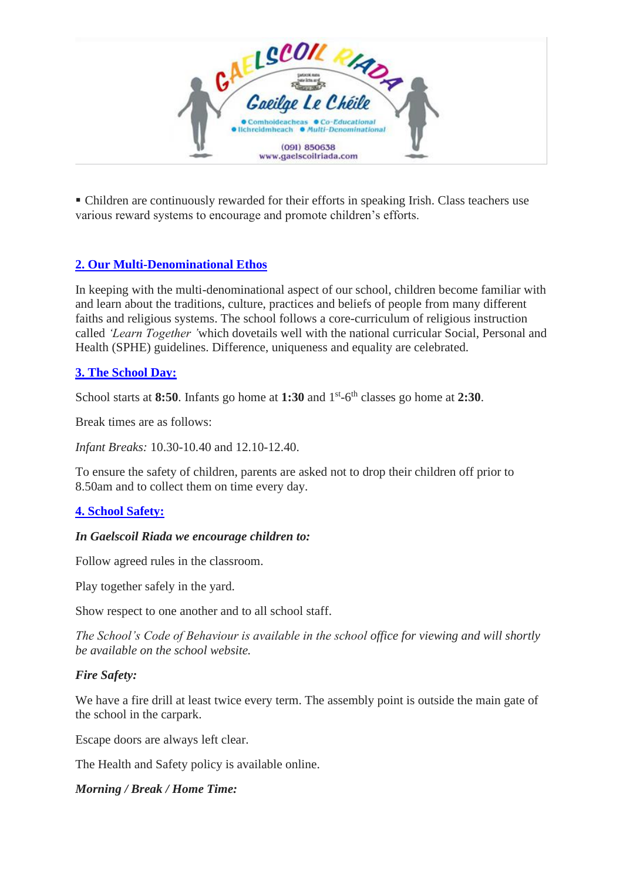▪ Children are continuously rewarded for their efforts in speaking Irish. Class teachers use various reward systems to encourage and promote children's efforts.

## 2. Our Multi-Denominational Ethos

In keeping with the multi-denominational aspect of our school, children become familiar with and learn about the traditions, culture, practices and beliefs of people from many different faiths and religious systems. The school follows a core-curriculum of religious instruction called *'Learn Together '*which dovetails well with the national curricular Social, Personal and Health (SPHE) guidelines. Difference, uniqueness and equality are celebrated.

## 3. The School Day:

School starts at **8:50**. Infants go home at **1:30** and 1st-6th classes go home at **2:30**.

Break times are as follows:

*Infant Breaks:* 10.30-10.40 and 12.10-12.40.

To ensure the safety of children, parents are asked not to drop their children off prior to 8.50am and to collect them on time every day.

## 4. School Safety:

***In Gaelscoil Riada we encourage children to:***

Follow agreed rules in the classroom.

Play together safely in the yard.

Show respect to one another and to all school staff.

*The School's Code of Behaviour is available in the school office for viewing and will shortly be available on the school website.*

***Fire Safety:***

We have a fire drill at least twice every term. The assembly point is outside the main gate of the school in the carpark.

Escape doors are always left clear.

The Health and Safety policy is available online.

***Morning / Break / Home Time:***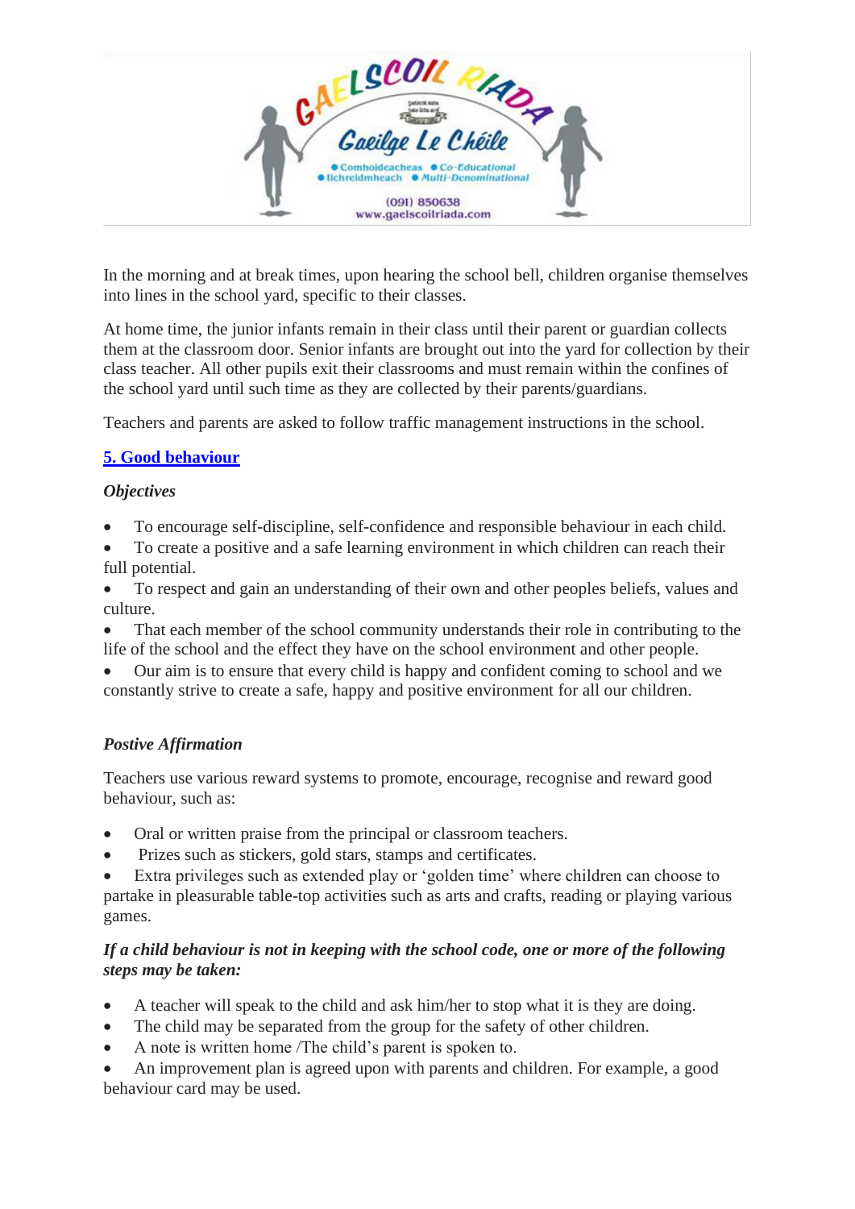In the morning and at break times, upon hearing the school bell, children organise themselves into lines in the school yard, specific to their classes.

At home time, the junior infants remain in their class until their parent or guardian collects them at the classroom door. Senior infants are brought out into the yard for collection by their class teacher. All other pupils exit their classrooms and must remain within the confines of the school yard until such time as they are collected by their parents/guardians.

Teachers and parents are asked to follow traffic management instructions in the school.

## 5. Good behaviour

### *Objectives*

- To encourage self-discipline, self-confidence and responsible behaviour in each child.
- To create a positive and a safe learning environment in which children can reach their full potential.
- To respect and gain an understanding of their own and other peoples beliefs, values and culture.
- That each member of the school community understands their role in contributing to the life of the school and the effect they have on the school environment and other people.
- Our aim is to ensure that every child is happy and confident coming to school and we constantly strive to create a safe, happy and positive environment for all our children.

### *Postive Affirmation*

Teachers use various reward systems to promote, encourage, recognise and reward good behaviour, such as:

- Oral or written praise from the principal or classroom teachers.
- Prizes such as stickers, gold stars, stamps and certificates.
- Extra privileges such as extended play or 'golden time' where children can choose to partake in pleasurable table-top activities such as arts and crafts, reading or playing various games.

### *If a child behaviour is not in keeping with the school code, one or more of the following steps may be taken:*

- A teacher will speak to the child and ask him/her to stop what it is they are doing.
- The child may be separated from the group for the safety of other children.
- A note is written home /The child's parent is spoken to.
- An improvement plan is agreed upon with parents and children. For example, a good behaviour card may be used.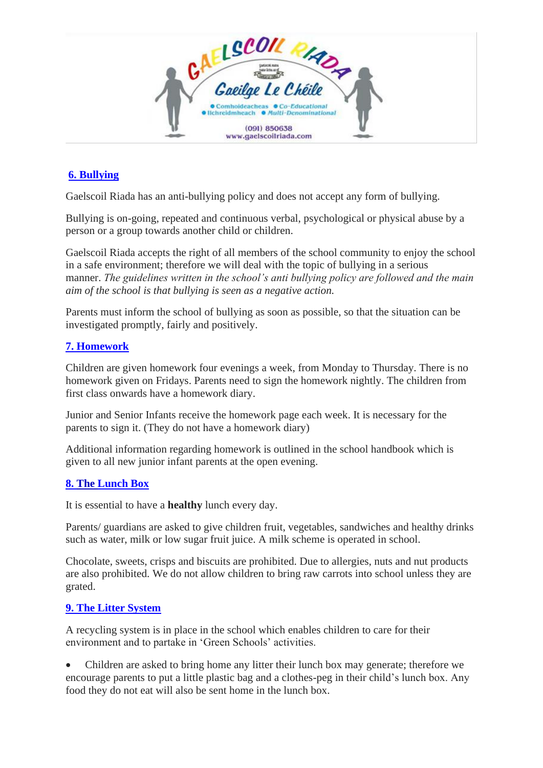## 6. Bullying

Gaelscoil Riada has an anti-bullying policy and does not accept any form of bullying.

Bullying is on-going, repeated and continuous verbal, psychological or physical abuse by a person or a group towards another child or children.

Gaelscoil Riada accepts the right of all members of the school community to enjoy the school in a safe environment; therefore we will deal with the topic of bullying in a serious manner. *The guidelines written in the school's anti bullying policy are followed and the main aim of the school is that bullying is seen as a negative action.*

Parents must inform the school of bullying as soon as possible, so that the situation can be investigated promptly, fairly and positively.

## 7. Homework

Children are given homework four evenings a week, from Monday to Thursday. There is no homework given on Fridays. Parents need to sign the homework nightly. The children from first class onwards have a homework diary.

Junior and Senior Infants receive the homework page each week. It is necessary for the parents to sign it. (They do not have a homework diary)

Additional information regarding homework is outlined in the school handbook which is given to all new junior infant parents at the open evening.

## 8. The Lunch Box

It is essential to have a **healthy** lunch every day.

Parents/ guardians are asked to give children fruit, vegetables, sandwiches and healthy drinks such as water, milk or low sugar fruit juice. A milk scheme is operated in school.

Chocolate, sweets, crisps and biscuits are prohibited. Due to allergies, nuts and nut products are also prohibited. We do not allow children to bring raw carrots into school unless they are grated.

## 9. The Litter System

A recycling system is in place in the school which enables children to care for their environment and to partake in 'Green Schools' activities.

- Children are asked to bring home any litter their lunch box may generate; therefore we encourage parents to put a little plastic bag and a clothes-peg in their child's lunch box. Any food they do not eat will also be sent home in the lunch box.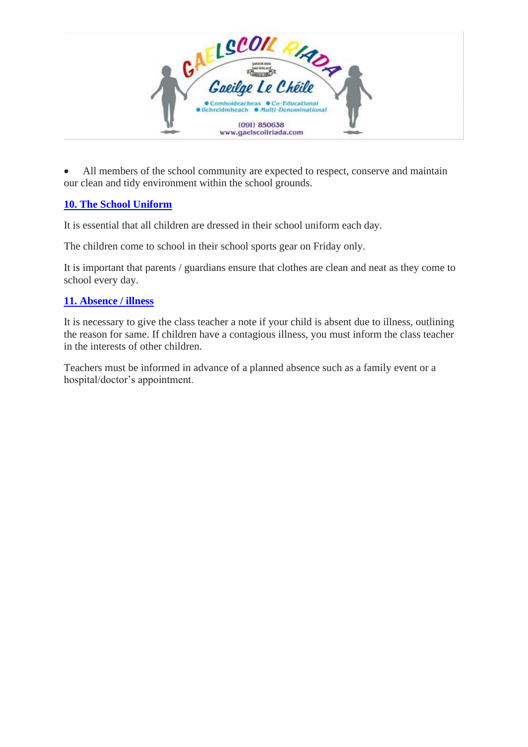- All members of the school community are expected to respect, conserve and maintain our clean and tidy environment within the school grounds.

## 10. The School Uniform

It is essential that all children are dressed in their school uniform each day.

The children come to school in their school sports gear on Friday only.

It is important that parents / guardians ensure that clothes are clean and neat as they come to school every day.

## 11. Absence / illness

It is necessary to give the class teacher a note if your child is absent due to illness, outlining the reason for same. If children have a contagious illness, you must inform the class teacher in the interests of other children.

Teachers must be informed in advance of a planned absence such as a family event or a hospital/doctor's appointment.